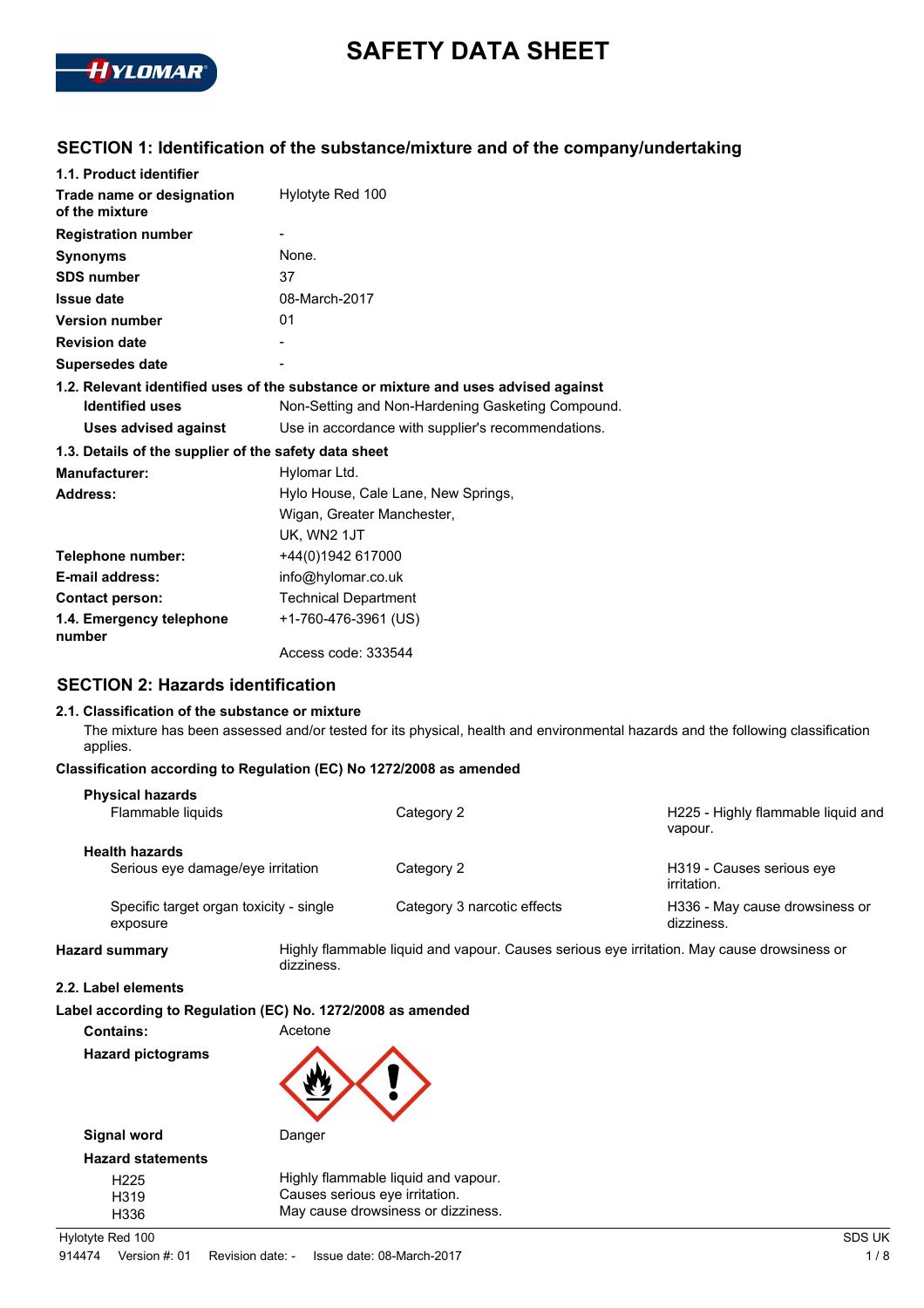# SAFETY DATA SHEET

## SECTION 1: Identification of the substance/mixture and of the company/undertaking

**1.1. Product identifier**

| | |
|---|---|
| **Trade name or designation of the mixture** | Hylotyte Red 100 |
| **Registration number** | - |
| **Synonyms** | None. |
| **SDS number** | 37 |
| **Issue date** | 08-March-2017 |
| **Version number** | 01 |
| **Revision date** | - |
| **Supersedes date** | - |

**1.2. Relevant identified uses of the substance or mixture and uses advised against**

| | |
|---|---|
| **Identified uses** | Non-Setting and Non-Hardening Gasketing Compound. |
| **Uses advised against** | Use in accordance with supplier's recommendations. |

**1.3. Details of the supplier of the safety data sheet**

| | |
|---|---|
| **Manufacturer:** | Hylomar Ltd. |
| **Address:** | Hylo House, Cale Lane, New Springs, Wigan, Greater Manchester, UK, WN2 1JT |
| **Telephone number:** | +44(0)1942 617000 |
| **E-mail address:** | info@hylomar.co.uk |
| **Contact person:** | Technical Department |
| **1.4. Emergency telephone number** | +1-760-476-3961 (US) Access code: 333544 |

## SECTION 2: Hazards identification

**2.1. Classification of the substance or mixture**

The mixture has been assessed and/or tested for its physical, health and environmental hazards and the following classification applies.

**Classification according to Regulation (EC) No 1272/2008 as amended**

| | | |
|---|---|---|
| **Physical hazards** | | |
| Flammable liquids | Category 2 | H225 - Highly flammable liquid and vapour. |
| **Health hazards** | | |
| Serious eye damage/eye irritation | Category 2 | H319 - Causes serious eye irritation. |
| Specific target organ toxicity - single exposure | Category 3 narcotic effects | H336 - May cause drowsiness or dizziness. |

**Hazard summary** Highly flammable liquid and vapour. Causes serious eye irritation. May cause drowsiness or dizziness.

**2.2. Label elements**

**Label according to Regulation (EC) No. 1272/2008 as amended**

**Contains:** Acetone

**Hazard pictograms**

**Signal word** Danger

**Hazard statements**

| | |
|---|---|
| H225 | Highly flammable liquid and vapour. |
| H319 | Causes serious eye irritation. |
| H336 | May cause drowsiness or dizziness. |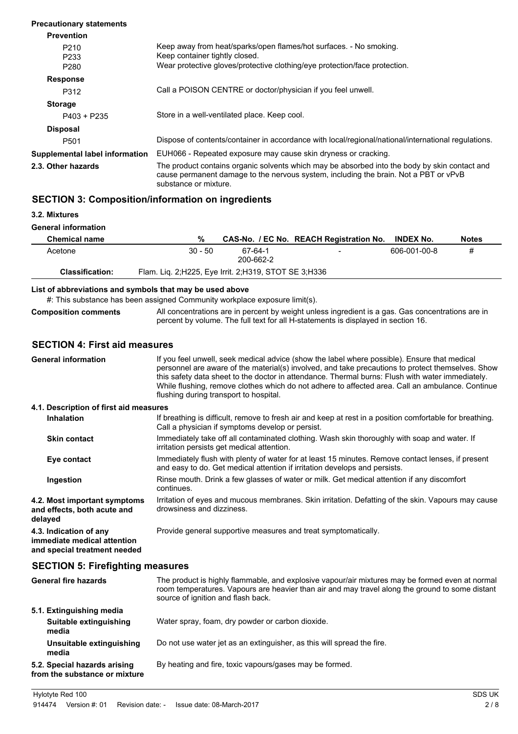**Precautionary statements**

**Prevention**

| | |
|---|---|
| P210 | Keep away from heat/sparks/open flames/hot surfaces. - No smoking. |
| P233 | Keep container tightly closed. |
| P280 | Wear protective gloves/protective clothing/eye protection/face protection. |

**Response**

| | |
|---|---|
| P312 | Call a POISON CENTRE or doctor/physician if you feel unwell. |

**Storage**

| | |
|---|---|
| P403 + P235 | Store in a well-ventilated place. Keep cool. |

**Disposal**

| | |
|---|---|
| P501 | Dispose of contents/container in accordance with local/regional/national/international regulations. |

**Supplemental label information** EUH066 - Repeated exposure may cause skin dryness or cracking.

**2.3. Other hazards** The product contains organic solvents which may be absorbed into the body by skin contact and cause permanent damage to the nervous system, including the brain. Not a PBT or vPvB substance or mixture.

## SECTION 3: Composition/information on ingredients

### 3.2. Mixtures

**General information**

| Chemical name | % | CAS-No. / EC No. | REACH Registration No. | INDEX No. | Notes |
|---|---|---|---|---|---|
| Acetone | 30 - 50 | 67-64-1 200-662-2 | - | 606-001-00-8 | # |
| **Classification:** | Flam. Liq. 2;H225, Eye Irrit. 2;H319, STOT SE 3;H336 | | | | |

**List of abbreviations and symbols that may be used above**

#: This substance has been assigned Community workplace exposure limit(s).

**Composition comments** All concentrations are in percent by weight unless ingredient is a gas. Gas concentrations are in percent by volume. The full text for all H-statements is displayed in section 16.

## SECTION 4: First aid measures

**General information** If you feel unwell, seek medical advice (show the label where possible). Ensure that medical personnel are aware of the material(s) involved, and take precautions to protect themselves. Show this safety data sheet to the doctor in attendance. Thermal burns: Flush with water immediately. While flushing, remove clothes which do not adhere to affected area. Call an ambulance. Continue flushing during transport to hospital.

### 4.1. Description of first aid measures

**Inhalation** If breathing is difficult, remove to fresh air and keep at rest in a position comfortable for breathing. Call a physician if symptoms develop or persist.

**Skin contact** Immediately take off all contaminated clothing. Wash skin thoroughly with soap and water. If irritation persists get medical attention.

**Eye contact** Immediately flush with plenty of water for at least 15 minutes. Remove contact lenses, if present and easy to do. Get medical attention if irritation develops and persists.

**Ingestion** Rinse mouth. Drink a few glasses of water or milk. Get medical attention if any discomfort continues.

**4.2. Most important symptoms and effects, both acute and delayed** Irritation of eyes and mucous membranes. Skin irritation. Defatting of the skin. Vapours may cause drowsiness and dizziness.

**4.3. Indication of any immediate medical attention and special treatment needed** Provide general supportive measures and treat symptomatically.

## SECTION 5: Firefighting measures

**General fire hazards** The product is highly flammable, and explosive vapour/air mixtures may be formed even at normal room temperatures. Vapours are heavier than air and may travel along the ground to some distant source of ignition and flash back.

### 5.1. Extinguishing media

**Suitable extinguishing media** Water spray, foam, dry powder or carbon dioxide.

**Unsuitable extinguishing media** Do not use water jet as an extinguisher, as this will spread the fire.

**5.2. Special hazards arising from the substance or mixture** By heating and fire, toxic vapours/gases may be formed.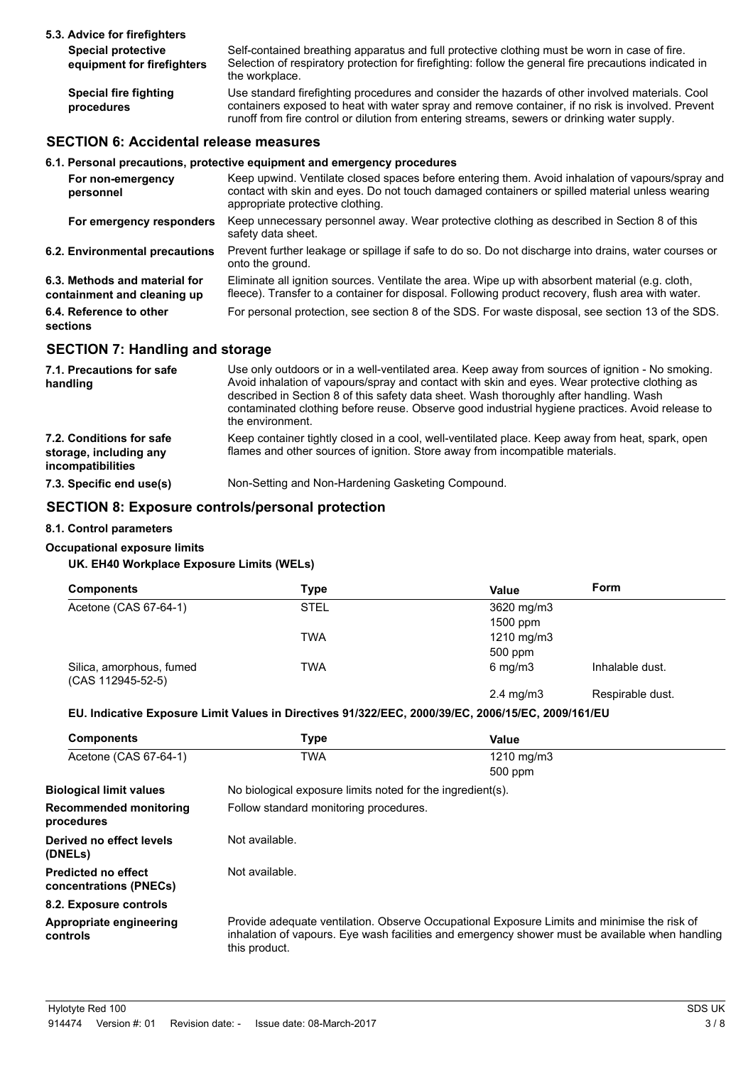#### 5.3. Advice for firefighters

| | |
|---|---|
| **Special protective equipment for firefighters** | Self-contained breathing apparatus and full protective clothing must be worn in case of fire. Selection of respiratory protection for firefighting: follow the general fire precautions indicated in the workplace. |
| **Special fire fighting procedures** | Use standard firefighting procedures and consider the hazards of other involved materials. Cool containers exposed to heat with water spray and remove container, if no risk is involved. Prevent runoff from fire control or dilution from entering streams, sewers or drinking water supply. |

## SECTION 6: Accidental release measures

#### 6.1. Personal precautions, protective equipment and emergency procedures

| | |
|---|---|
| **For non-emergency personnel** | Keep upwind. Ventilate closed spaces before entering them. Avoid inhalation of vapours/spray and contact with skin and eyes. Do not touch damaged containers or spilled material unless wearing appropriate protective clothing. |
| **For emergency responders** | Keep unnecessary personnel away. Wear protective clothing as described in Section 8 of this safety data sheet. |
| **6.2. Environmental precautions** | Prevent further leakage or spillage if safe to do so. Do not discharge into drains, water courses or onto the ground. |
| **6.3. Methods and material for containment and cleaning up** | Eliminate all ignition sources. Ventilate the area. Wipe up with absorbent material (e.g. cloth, fleece). Transfer to a container for disposal. Following product recovery, flush area with water. |
| **6.4. Reference to other sections** | For personal protection, see section 8 of the SDS. For waste disposal, see section 13 of the SDS. |

## SECTION 7: Handling and storage

| | |
|---|---|
| **7.1. Precautions for safe handling** | Use only outdoors or in a well-ventilated area. Keep away from sources of ignition - No smoking. Avoid inhalation of vapours/spray and contact with skin and eyes. Wear protective clothing as described in Section 8 of this safety data sheet. Wash thoroughly after handling. Wash contaminated clothing before reuse. Observe good industrial hygiene practices. Avoid release to the environment. |
| **7.2. Conditions for safe storage, including any incompatibilities** | Keep container tightly closed in a cool, well-ventilated place. Keep away from heat, spark, open flames and other sources of ignition. Store away from incompatible materials. |
| **7.3. Specific end use(s)** | Non-Setting and Non-Hardening Gasketing Compound. |

## SECTION 8: Exposure controls/personal protection

#### 8.1. Control parameters

#### Occupational exposure limits

**UK. EH40 Workplace Exposure Limits (WELs)**

| Components | Type | Value | Form |
|---|---|---|---|
| Acetone (CAS 67-64-1) | STEL | 3620 mg/m3 | |
| | | 1500 ppm | |
| | TWA | 1210 mg/m3 | |
| | | 500 ppm | |
| Silica, amorphous, fumed (CAS 112945-52-5) | TWA | 6 mg/m3 | Inhalable dust. |
| | | 2.4 mg/m3 | Respirable dust. |

**EU. Indicative Exposure Limit Values in Directives 91/322/EEC, 2000/39/EC, 2006/15/EC, 2009/161/EU**

| Components | Type | Value |
|---|---|---|
| Acetone (CAS 67-64-1) | TWA | 1210 mg/m3 |
| | | 500 ppm |

| | |
|---|---|
| **Biological limit values** | No biological exposure limits noted for the ingredient(s). |
| **Recommended monitoring procedures** | Follow standard monitoring procedures. |
| **Derived no effect levels (DNELs)** | Not available. |
| **Predicted no effect concentrations (PNECs)** | Not available. |

#### 8.2. Exposure controls

| | |
|---|---|
| **Appropriate engineering controls** | Provide adequate ventilation. Observe Occupational Exposure Limits and minimise the risk of inhalation of vapours. Eye wash facilities and emergency shower must be available when handling this product. |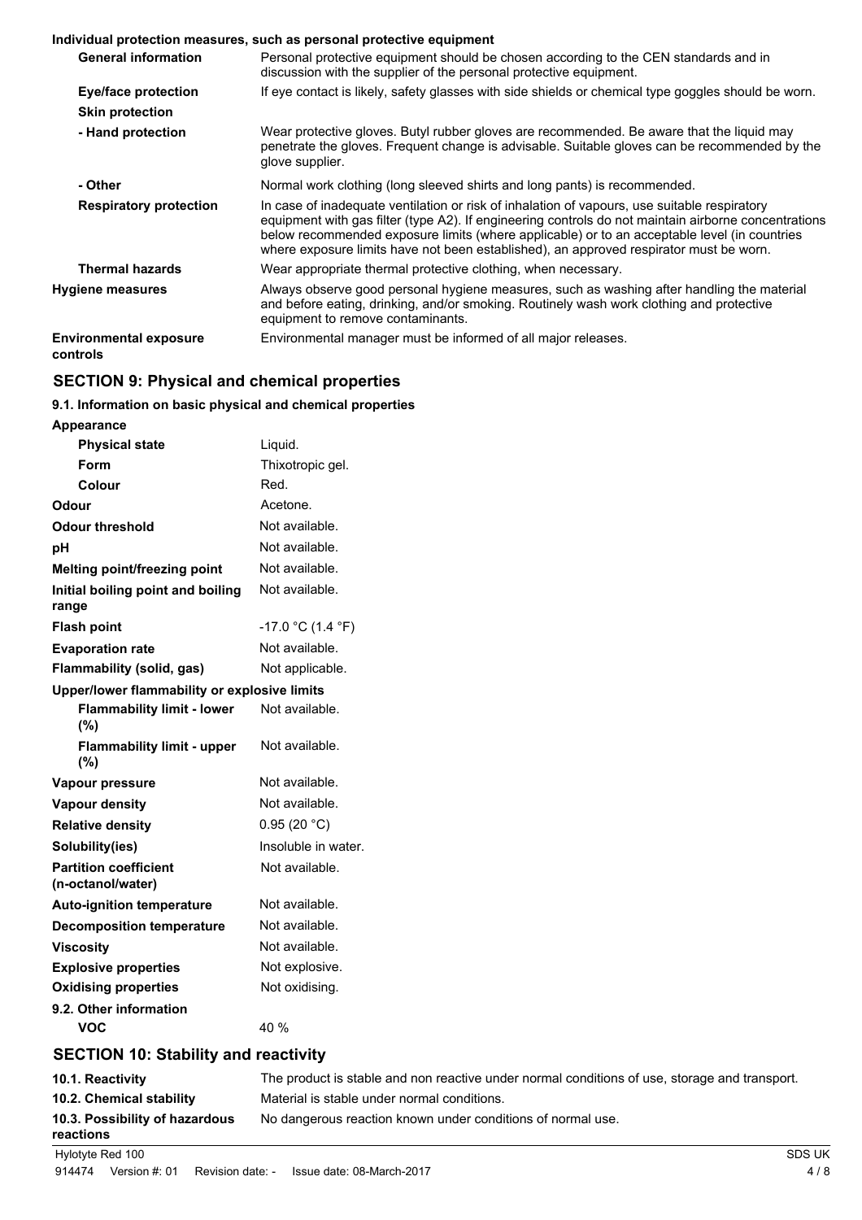**Individual protection measures, such as personal protective equipment**

| | |
|---|---|
| **General information** | Personal protective equipment should be chosen according to the CEN standards and in discussion with the supplier of the personal protective equipment. |
| **Eye/face protection** | If eye contact is likely, safety glasses with side shields or chemical type goggles should be worn. |
| **Skin protection** | |
| **- Hand protection** | Wear protective gloves. Butyl rubber gloves are recommended. Be aware that the liquid may penetrate the gloves. Frequent change is advisable. Suitable gloves can be recommended by the glove supplier. |
| **- Other** | Normal work clothing (long sleeved shirts and long pants) is recommended. |
| **Respiratory protection** | In case of inadequate ventilation or risk of inhalation of vapours, use suitable respiratory equipment with gas filter (type A2). If engineering controls do not maintain airborne concentrations below recommended exposure limits (where applicable) or to an acceptable level (in countries where exposure limits have not been established), an approved respirator must be worn. |
| **Thermal hazards** | Wear appropriate thermal protective clothing, when necessary. |
| **Hygiene measures** | Always observe good personal hygiene measures, such as washing after handling the material and before eating, drinking, and/or smoking. Routinely wash work clothing and protective equipment to remove contaminants. |
| **Environmental exposure controls** | Environmental manager must be informed of all major releases. |

## SECTION 9: Physical and chemical properties

### 9.1. Information on basic physical and chemical properties

| | |
|---|---|
| **Appearance** | |
| **Physical state** | Liquid. |
| **Form** | Thixotropic gel. |
| **Colour** | Red. |
| **Odour** | Acetone. |
| **Odour threshold** | Not available. |
| **pH** | Not available. |
| **Melting point/freezing point** | Not available. |
| **Initial boiling point and boiling range** | Not available. |
| **Flash point** | -17.0 °C (1.4 °F) |
| **Evaporation rate** | Not available. |
| **Flammability (solid, gas)** | Not applicable. |
| **Upper/lower flammability or explosive limits** | |
| **Flammability limit - lower (%)** | Not available. |
| **Flammability limit - upper (%)** | Not available. |
| **Vapour pressure** | Not available. |
| **Vapour density** | Not available. |
| **Relative density** | 0.95 (20 °C) |
| **Solubility(ies)** | Insoluble in water. |
| **Partition coefficient (n-octanol/water)** | Not available. |
| **Auto-ignition temperature** | Not available. |
| **Decomposition temperature** | Not available. |
| **Viscosity** | Not available. |
| **Explosive properties** | Not explosive. |
| **Oxidising properties** | Not oxidising. |
| **9.2. Other information** | |
| **VOC** | 40 % |

## SECTION 10: Stability and reactivity

| | |
|---|---|
| **10.1. Reactivity** | The product is stable and non reactive under normal conditions of use, storage and transport. |
| **10.2. Chemical stability** | Material is stable under normal conditions. |
| **10.3. Possibility of hazardous reactions** | No dangerous reaction known under conditions of normal use. |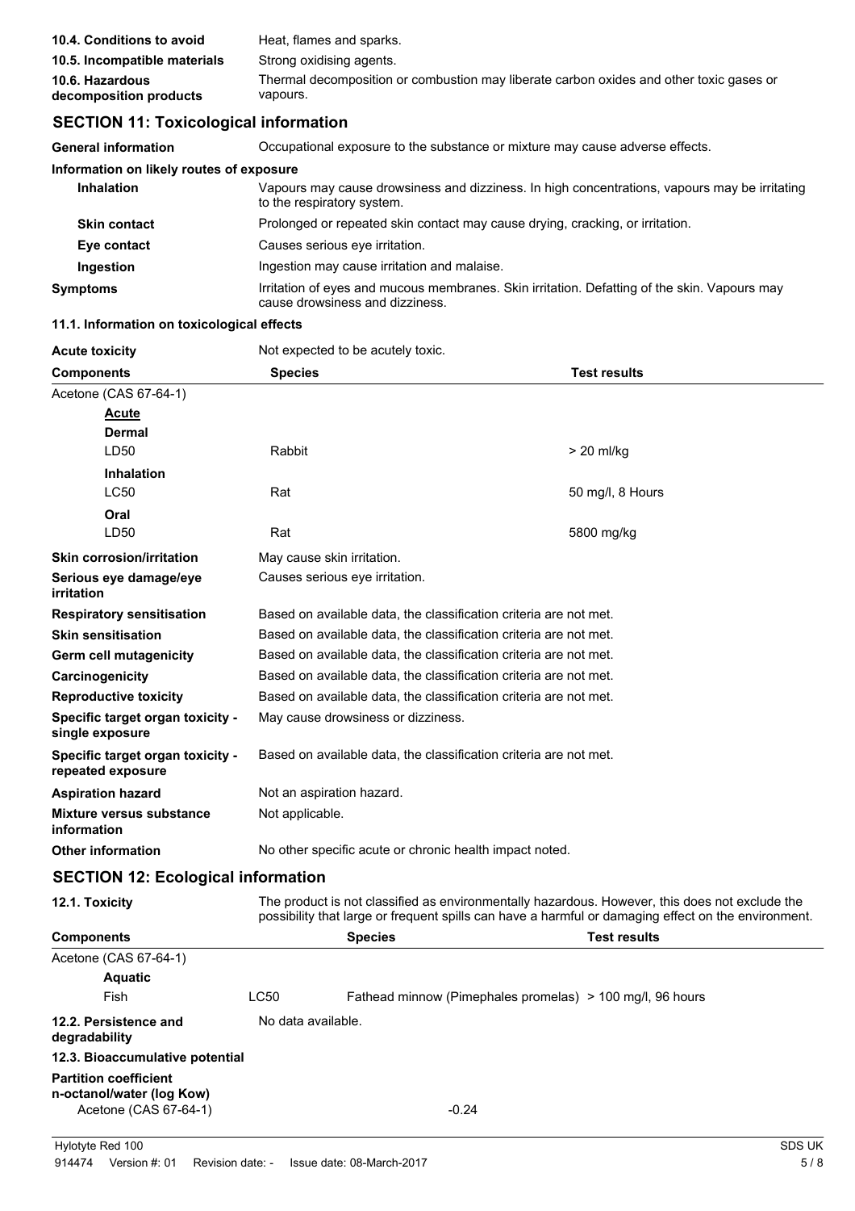| | |
|---|---|
| **10.4. Conditions to avoid** | Heat, flames and sparks. |
| **10.5. Incompatible materials** | Strong oxidising agents. |
| **10.6. Hazardous decomposition products** | Thermal decomposition or combustion may liberate carbon oxides and other toxic gases or vapours. |

## SECTION 11: Toxicological information

| | |
|---|---|
| **General information** | Occupational exposure to the substance or mixture may cause adverse effects. |

**Information on likely routes of exposure**

| | |
|---|---|
| **Inhalation** | Vapours may cause drowsiness and dizziness. In high concentrations, vapours may be irritating to the respiratory system. |
| **Skin contact** | Prolonged or repeated skin contact may cause drying, cracking, or irritation. |
| **Eye contact** | Causes serious eye irritation. |
| **Ingestion** | Ingestion may cause irritation and malaise. |
| **Symptoms** | Irritation of eyes and mucous membranes. Skin irritation. Defatting of the skin. Vapours may cause drowsiness and dizziness. |

**11.1. Information on toxicological effects**

| | |
|---|---|
| **Acute toxicity** | Not expected to be acutely toxic. |

| Components | Species | Test results |
|---|---|---|
| Acetone (CAS 67-64-1) | | |
| **Acute** | | |
| **Dermal** | | |
| LD50 | Rabbit | > 20 ml/kg |
| **Inhalation** | | |
| LC50 | Rat | 50 mg/l, 8 Hours |
| **Oral** | | |
| LD50 | Rat | 5800 mg/kg |

| | |
|---|---|
| **Skin corrosion/irritation** | May cause skin irritation. |
| **Serious eye damage/eye irritation** | Causes serious eye irritation. |
| **Respiratory sensitisation** | Based on available data, the classification criteria are not met. |
| **Skin sensitisation** | Based on available data, the classification criteria are not met. |
| **Germ cell mutagenicity** | Based on available data, the classification criteria are not met. |
| **Carcinogenicity** | Based on available data, the classification criteria are not met. |
| **Reproductive toxicity** | Based on available data, the classification criteria are not met. |
| **Specific target organ toxicity - single exposure** | May cause drowsiness or dizziness. |
| **Specific target organ toxicity - repeated exposure** | Based on available data, the classification criteria are not met. |
| **Aspiration hazard** | Not an aspiration hazard. |
| **Mixture versus substance information** | Not applicable. |
| **Other information** | No other specific acute or chronic health impact noted. |

## SECTION 12: Ecological information

| | |
|---|---|
| **12.1. Toxicity** | The product is not classified as environmentally hazardous. However, this does not exclude the possibility that large or frequent spills can have a harmful or damaging effect on the environment. |

| Components | | Species | Test results |
|---|---|---|---|
| Acetone (CAS 67-64-1) | | | |
| **Aquatic** | | | |
| Fish | LC50 | Fathead minnow (Pimephales promelas) | > 100 mg/l, 96 hours |

| | |
|---|---|
| **12.2. Persistence and degradability** | No data available. |

**12.3. Bioaccumulative potential**

| | |
|---|---|
| **Partition coefficient n-octanol/water (log Kow)** | |
| Acetone (CAS 67-64-1) | -0.24 |

Hylotyte Red 100 SDS UK

914474 Version #: 01 Revision date: - Issue date: 08-March-2017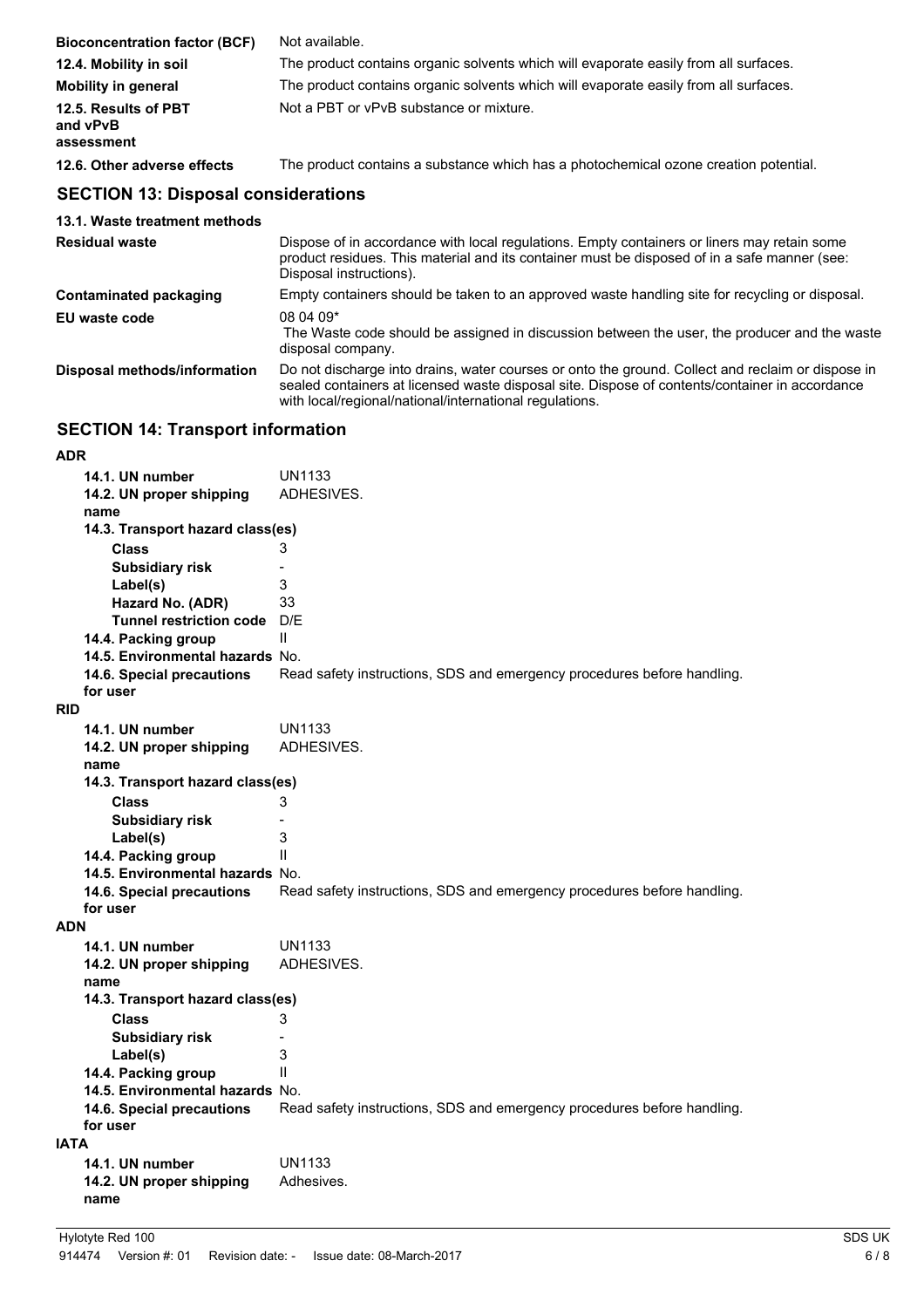| | |
|---|---|
| **Bioconcentration factor (BCF)** | Not available. |
| **12.4. Mobility in soil** | The product contains organic solvents which will evaporate easily from all surfaces. |
| **Mobility in general** | The product contains organic solvents which will evaporate easily from all surfaces. |
| **12.5. Results of PBT and vPvB assessment** | Not a PBT or vPvB substance or mixture. |
| **12.6. Other adverse effects** | The product contains a substance which has a photochemical ozone creation potential. |

## SECTION 13: Disposal considerations

**13.1. Waste treatment methods**

| | |
|---|---|
| **Residual waste** | Dispose of in accordance with local regulations. Empty containers or liners may retain some product residues. This material and its container must be disposed of in a safe manner (see: Disposal instructions). |
| **Contaminated packaging** | Empty containers should be taken to an approved waste handling site for recycling or disposal. |
| **EU waste code** | 08 04 09* The Waste code should be assigned in discussion between the user, the producer and the waste disposal company. |
| **Disposal methods/information** | Do not discharge into drains, water courses or onto the ground. Collect and reclaim or dispose in sealed containers at licensed waste disposal site. Dispose of contents/container in accordance with local/regional/national/international regulations. |

## SECTION 14: Transport information

**ADR**

| | |
|---|---|
| **14.1. UN number** | UN1133 |
| **14.2. UN proper shipping name** | ADHESIVES. |
| **14.3. Transport hazard class(es)** | |
| **Class** | 3 |
| **Subsidiary risk** | - |
| **Label(s)** | 3 |
| **Hazard No. (ADR)** | 33 |
| **Tunnel restriction code** | D/E |
| **14.4. Packing group** | II |
| **14.5. Environmental hazards** | No. |
| **14.6. Special precautions for user** | Read safety instructions, SDS and emergency procedures before handling. |

**RID**

| | |
|---|---|
| **14.1. UN number** | UN1133 |
| **14.2. UN proper shipping name** | ADHESIVES. |
| **14.3. Transport hazard class(es)** | |
| **Class** | 3 |
| **Subsidiary risk** | - |
| **Label(s)** | 3 |
| **14.4. Packing group** | II |
| **14.5. Environmental hazards** | No. |
| **14.6. Special precautions for user** | Read safety instructions, SDS and emergency procedures before handling. |

**ADN**

| | |
|---|---|
| **14.1. UN number** | UN1133 |
| **14.2. UN proper shipping name** | ADHESIVES. |
| **14.3. Transport hazard class(es)** | |
| **Class** | 3 |
| **Subsidiary risk** | - |
| **Label(s)** | 3 |
| **14.4. Packing group** | II |
| **14.5. Environmental hazards** | No. |
| **14.6. Special precautions for user** | Read safety instructions, SDS and emergency procedures before handling. |

**IATA**

| | |
|---|---|
| **14.1. UN number** | UN1133 |
| **14.2. UN proper shipping name** | Adhesives. |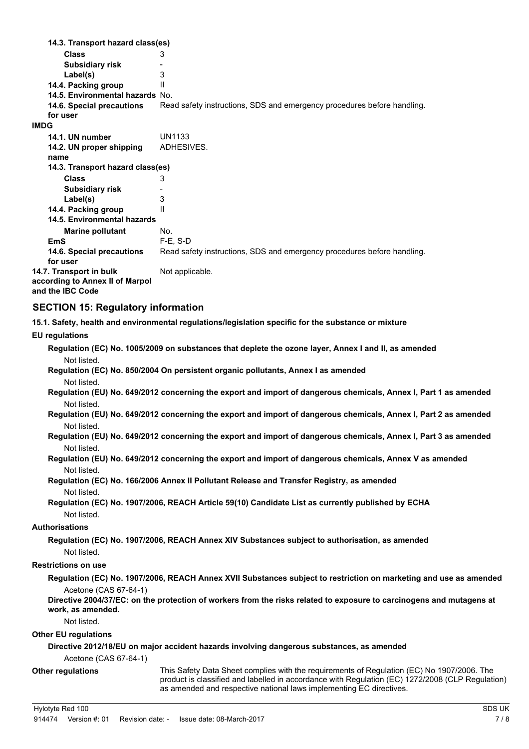**14.3. Transport hazard class(es)**

| | |
|---|---|
| **Class** | 3 |
| **Subsidiary risk** | - |
| **Label(s)** | 3 |
| **14.4. Packing group** | II |
| **14.5. Environmental hazards** | No. |
| **14.6. Special precautions for user** | Read safety instructions, SDS and emergency procedures before handling. |

**IMDG**

| | |
|---|---|
| **14.1. UN number** | UN1133 |
| **14.2. UN proper shipping name** | ADHESIVES. |
| **14.3. Transport hazard class(es)** | |
| **Class** | 3 |
| **Subsidiary risk** | - |
| **Label(s)** | 3 |
| **14.4. Packing group** | II |
| **14.5. Environmental hazards** | |
| **Marine pollutant** | No. |
| **EmS** | F-E, S-D |
| **14.6. Special precautions for user** | Read safety instructions, SDS and emergency procedures before handling. |
| **14.7. Transport in bulk according to Annex II of Marpol and the IBC Code** | Not applicable. |

## SECTION 15: Regulatory information

**15.1. Safety, health and environmental regulations/legislation specific for the substance or mixture**

**EU regulations**

**Regulation (EC) No. 1005/2009 on substances that deplete the ozone layer, Annex I and II, as amended**

Not listed.

**Regulation (EC) No. 850/2004 On persistent organic pollutants, Annex I as amended**

Not listed.

**Regulation (EU) No. 649/2012 concerning the export and import of dangerous chemicals, Annex I, Part 1 as amended**

Not listed.

**Regulation (EU) No. 649/2012 concerning the export and import of dangerous chemicals, Annex I, Part 2 as amended**

Not listed.

**Regulation (EU) No. 649/2012 concerning the export and import of dangerous chemicals, Annex I, Part 3 as amended**

Not listed.

**Regulation (EU) No. 649/2012 concerning the export and import of dangerous chemicals, Annex V as amended**

Not listed.

**Regulation (EC) No. 166/2006 Annex II Pollutant Release and Transfer Registry, as amended**

Not listed.

**Regulation (EC) No. 1907/2006, REACH Article 59(10) Candidate List as currently published by ECHA**

Not listed.

**Authorisations**

**Regulation (EC) No. 1907/2006, REACH Annex XIV Substances subject to authorisation, as amended**

Not listed.

**Restrictions on use**

**Regulation (EC) No. 1907/2006, REACH Annex XVII Substances subject to restriction on marketing and use as amended**

Acetone (CAS 67-64-1)

**Directive 2004/37/EC: on the protection of workers from the risks related to exposure to carcinogens and mutagens at work, as amended.**

Not listed.

**Other EU regulations**

**Directive 2012/18/EU on major accident hazards involving dangerous substances, as amended**

Acetone (CAS 67-64-1)

**Other regulations**

This Safety Data Sheet complies with the requirements of Regulation (EC) No 1907/2006. The product is classified and labelled in accordance with Regulation (EC) 1272/2008 (CLP Regulation) as amended and respective national laws implementing EC directives.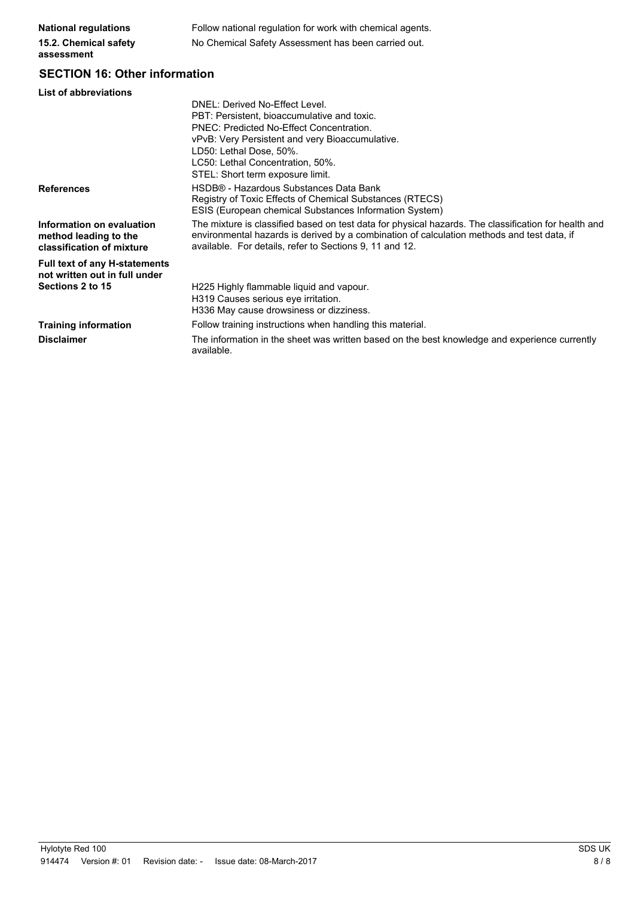**National regulations** Follow national regulation for work with chemical agents.

**15.2. Chemical safety assessment** No Chemical Safety Assessment has been carried out.

## SECTION 16: Other information

**List of abbreviations**

DNEL: Derived No-Effect Level.
PBT: Persistent, bioaccumulative and toxic.
PNEC: Predicted No-Effect Concentration.
vPvB: Very Persistent and very Bioaccumulative.
LD50: Lethal Dose, 50%.
LC50: Lethal Concentration, 50%.
STEL: Short term exposure limit.

**References**

HSDB® - Hazardous Substances Data Bank
Registry of Toxic Effects of Chemical Substances (RTECS)
ESIS (European chemical Substances Information System)

**Information on evaluation method leading to the classification of mixture**

The mixture is classified based on test data for physical hazards. The classification for health and environmental hazards is derived by a combination of calculation methods and test data, if available. For details, refer to Sections 9, 11 and 12.

**Full text of any H-statements not written out in full under Sections 2 to 15**

H225 Highly flammable liquid and vapour.
H319 Causes serious eye irritation.
H336 May cause drowsiness or dizziness.

**Training information** Follow training instructions when handling this material.

**Disclaimer** The information in the sheet was written based on the best knowledge and experience currently available.